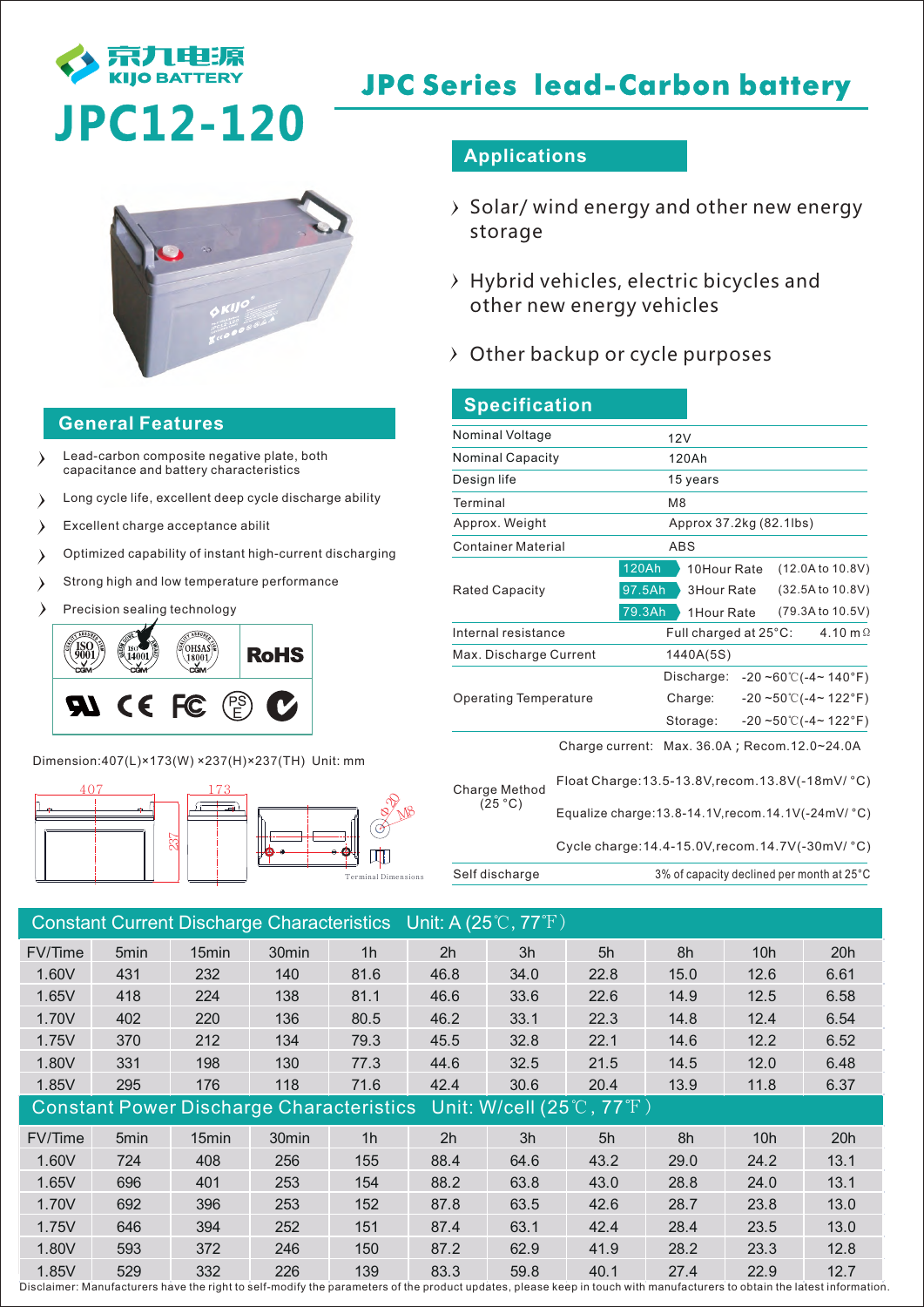京九电源
KIJO BATTERY

# JPC12-120

## JPC Series lead-Carbon battery

## Applications

- Solar/ wind energy and other new energy storage
- Hybrid vehicles, electric bicycles and other new energy vehicles
- Other backup or cycle purposes

## General Features

- Lead-carbon composite negative plate, both capacitance and battery characteristics
- Long cycle life, excellent deep cycle discharge ability
- Excellent charge acceptance abilit
- Optimized capability of instant high-current discharging
- Strong high and low temperature performance
- Precision sealing technology

ISO 9001 ISO 14001 OHSAS 18001 RoHS

Dimension:407(L)×173(W) ×237(H)×237(TH) Unit: mm

407 173 237 Φ20 M8 Terminal Dimensions

## Specification

| | | |
|---|---|---|
| Nominal Voltage | 12V | |
| Nominal Capacity | 120Ah | |
| Design life | 15 years | |
| Terminal | M8 | |
| Approx. Weight | Approx 37.2kg (82.1lbs) | |
| Container Material | ABS | |
| Rated Capacity | 120Ah 10Hour Rate | (12.0A to 10.8V) |
| | 97.5Ah 3Hour Rate | (32.5A to 10.8V) |
| | 79.3Ah 1Hour Rate | (79.3A to 10.5V) |
| Internal resistance | Full charged at 25°C: | 4.10 mΩ |
| Max. Discharge Current | 1440A(5S) | |
| Operating Temperature | Discharge: | -20 ~60℃(-4~ 140°F) |
| | Charge: | -20 ~50℃(-4~ 122°F) |
| | Storage: | -20 ~50℃(-4~ 122°F) |
| Charge Method (25 °C) | Charge current: Max. 36.0A；Recom.12.0~24.0A | |
| | Float Charge:13.5-13.8V,recom.13.8V(-18mV/ °C) | |
| | Equalize charge:13.8-14.1V,recom.14.1V(-24mV/ °C) | |
| | Cycle charge:14.4-15.0V,recom.14.7V(-30mV/ °C) | |
| Self discharge | 3% of capacity declined per month at 25°C | |

## Constant Current Discharge Characteristics Unit: A (25℃, 77℉)

| FV/Time | 5min | 15min | 30min | 1h | 2h | 3h | 5h | 8h | 10h | 20h |
|---|---|---|---|---|---|---|---|---|---|---|
| 1.60V | 431 | 232 | 140 | 81.6 | 46.8 | 34.0 | 22.8 | 15.0 | 12.6 | 6.61 |
| 1.65V | 418 | 224 | 138 | 81.1 | 46.6 | 33.6 | 22.6 | 14.9 | 12.5 | 6.58 |
| 1.70V | 402 | 220 | 136 | 80.5 | 46.2 | 33.1 | 22.3 | 14.8 | 12.4 | 6.54 |
| 1.75V | 370 | 212 | 134 | 79.3 | 45.5 | 32.8 | 22.1 | 14.6 | 12.2 | 6.52 |
| 1.80V | 331 | 198 | 130 | 77.3 | 44.6 | 32.5 | 21.5 | 14.5 | 12.0 | 6.48 |
| 1.85V | 295 | 176 | 118 | 71.6 | 42.4 | 30.6 | 20.4 | 13.9 | 11.8 | 6.37 |

## Constant Power Discharge Characteristics Unit: W/cell (25℃, 77℉)

| FV/Time | 5min | 15min | 30min | 1h | 2h | 3h | 5h | 8h | 10h | 20h |
|---|---|---|---|---|---|---|---|---|---|---|
| 1.60V | 724 | 408 | 256 | 155 | 88.4 | 64.6 | 43.2 | 29.0 | 24.2 | 13.1 |
| 1.65V | 696 | 401 | 253 | 154 | 88.2 | 63.8 | 43.0 | 28.8 | 24.0 | 13.1 |
| 1.70V | 692 | 396 | 253 | 152 | 87.8 | 63.5 | 42.6 | 28.7 | 23.8 | 13.0 |
| 1.75V | 646 | 394 | 252 | 151 | 87.4 | 63.1 | 42.4 | 28.4 | 23.5 | 13.0 |
| 1.80V | 593 | 372 | 246 | 150 | 87.2 | 62.9 | 41.9 | 28.2 | 23.3 | 12.8 |
| 1.85V | 529 | 332 | 226 | 139 | 83.3 | 59.8 | 40.1 | 27.4 | 22.9 | 12.7 |

Disclaimer: Manufacturers have the right to self-modify the parameters of the product updates, please keep in touch with manufacturers to obtain the latest information.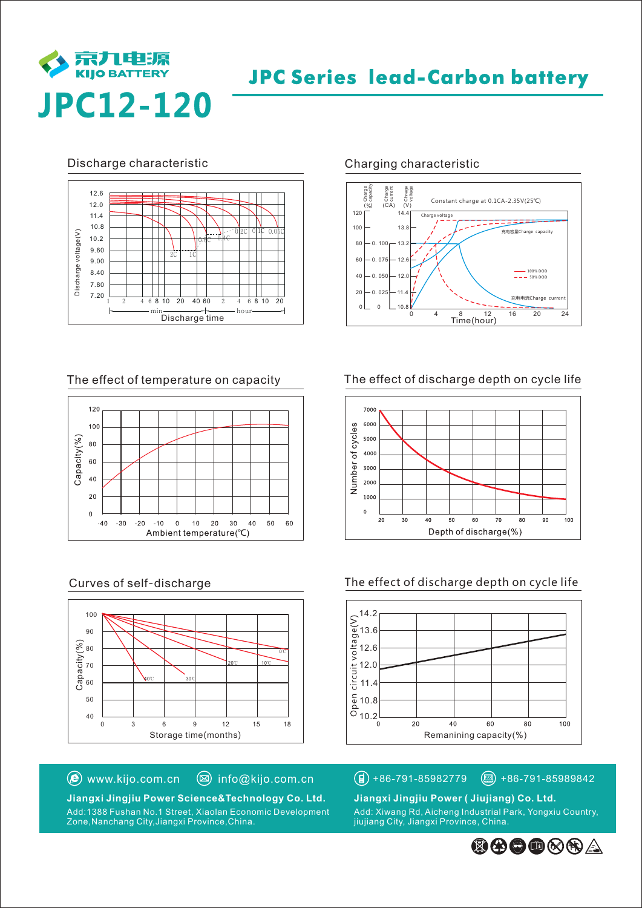# 京九电源 KIJO BATTERY

# JPC12-120

## JPC Series lead-Carbon battery

### Discharge characteristic

12.6
12.0
11.4
10.8
10.2
9.60
9.00
8.40
7.80
7.20

Discharge voltage(V)

0.05C 0.1C 0.2C 0.4C 0.6C 1C 2C

1 2 4 6 8 10 20 40 60 2 4 6 8 10 20

min hour

Discharge time

### Charging characteristic

Charge capacity (%) | Charge current (CA) | Charge voltage (V)

Constant charge at 0.1CA-2.35V(25℃)

120 | | 14.4
100 | | 13.8
80 | 0.100 | 13.2
60 | 0.075 | 12.6
40 | 0.050 | 12.0
20 | 0.025 | 11.4
0 | 0 | 10.8

Charge voltage

充电容量Charge capacity

100% DOD

50% DOD

充电电流Charge current

0 4 8 12 16 20 24

Time(hour)

### The effect of temperature on capacity

120
100
80
60
40
20
0

Capacity(%)

-40 -30 -20 -10 0 10 20 30 40 50 60

Ambient temperature(℃)

### The effect of discharge depth on cycle life

7000
6000
5000
4000
3000
2000
1000
0

Number of cycles

20 30 40 50 60 70 80 90 100

Depth of discharge(%)

### Curves of self-discharge

100
90
80
70
60
50
40

Capacity(%)

0℃ 10℃ 20℃ 30℃ 40℃

0 3 6 9 12 15 18

Storage time(months)

### The effect of discharge depth on cycle life

14.2
13.6
12.6
12.0
11.4
10.8
10.2

Open circuit voltage(V)

0 20 40 60 80 100

Remaining capacity(%)

---

www.kijo.com.cn  info@kijo.com.cn  +86-791-85982779  +86-791-85989842

**Jiangxi Jingjiu Power Science&Technology Co. Ltd.**
Add:1388 Fushan No.1 Street, Xiaolan Economic Development Zone,Nanchang City,Jiangxi Province,China.

**Jiangxi Jingjiu Power ( Jiujiang) Co. Ltd.**
Add: Xiwang Rd, Aicheng Industrial Park, Yongxiu Country, jiujiang City, Jiangxi Province, China.